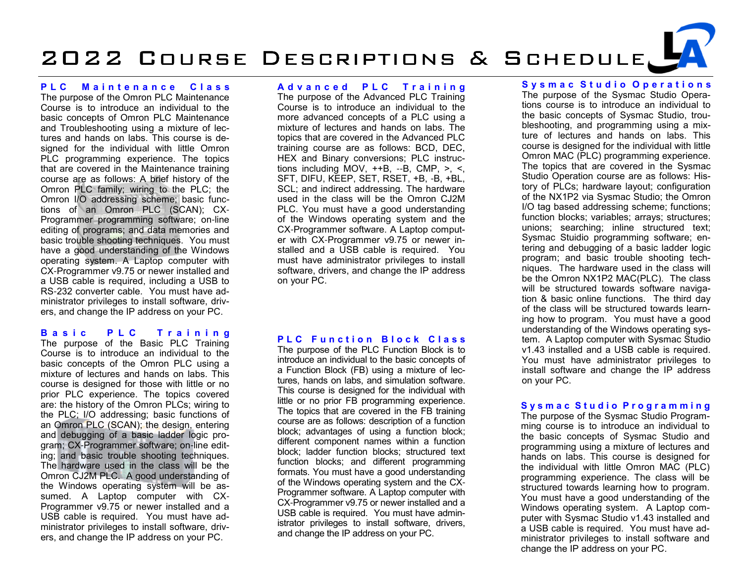# 2022 Course Descriptions & Schedule

## PLC Maintenance Class

The purpose of the Omron PLC Maintenance Course is to introduce an individual to the basic concepts of Omron PLC Maintenance and Troubleshooting using a mixture of lectures and hands on labs. This course is designed for the individual with little Omron PLC programming experience. The topics that are covered in the Maintenance training course are as follows: A brief history of the Omron PLC family; wiring to the PLC; the Omron I/O addressing scheme; basic functions of an Omron PLC (SCAN); CX-Programmer programming software; on-line editing of programs; and data memories and basic trouble shooting techniques. You must have a good understanding of the Windows operating system. A Laptop computer with CX-Programmer v9.75 or newer installed and a USB cable is required, including a USB to RS-232 converter cable. You must have administrator privileges to install software, drivers, and change the IP address on your PC.

## Basic PLC Training

The purpose of the Basic PLC Training Course is to introduce an individual to the basic concepts of the Omron PLC using a mixture of lectures and hands on labs. This course is designed for those with little or no prior PLC experience. The topics covered are: the history of the Omron PLCs; wiring to the PLC; I/O addressing; basic functions of an Omron PLC (SCAN); the design, entering and debugging of a basic ladder logic program; CX-Programmer software; on-line editing; and basic trouble shooting techniques. The hardware used in the class will be the Omron CJ2M PLC. A good understanding of the Windows operating system will be assumed. A Laptop computer with CX-Programmer v9.75 or newer installed and a USB cable is required. You must have administrator privileges to install software, drivers, and change the IP address on your PC.

## Advanced PLC Training

The purpose of the Advanced PLC Training Course is to introduce an individual to the more advanced concepts of a PLC using a mixture of lectures and hands on labs. The topics that are covered in the Advanced PLC training course are as follows: BCD, DEC, HEX and Binary conversions; PLC instructions including MOV, ++B, --B, CMP, >, <, SFT, DIFU, KEEP, SET, RSET, +B, -B, +BL, SCL; and indirect addressing. The hardware used in the class will be the Omron CJ2M PLC. You must have a good understanding of the Windows operating system and the CX-Programmer software. A Laptop computer with CX-Programmer v9.75 or newer installed and a USB cable is required. You must have administrator privileges to install software, drivers, and change the IP address on your PC.

## PLC Function Block Class

The purpose of the PLC Function Block is to introduce an individual to the basic concepts of a Function Block (FB) using a mixture of lectures, hands on labs, and simulation software. This course is designed for the individual with little or no prior FB programming experience. The topics that are covered in the FB training course are as follows: description of a function block; advantages of using a function block; different component names within a function block; ladder function blocks; structured text function blocks; and different programming formats. You must have a good understanding of the Windows operating system and the CX-Programmer software. A Laptop computer with CX-Programmer v9.75 or newer installed and a USB cable is required. You must have administrator privileges to install software, drivers, and change the IP address on your PC.

## Sysmac Studio Operations

The purpose of the Sysmac Studio Operations course is to introduce an individual to the basic concepts of Sysmac Studio, troubleshooting, and programming using a mixture of lectures and hands on labs. This course is designed for the individual with little Omron MAC (PLC) programming experience. The topics that are covered in the Sysmac Studio Operation course are as follows: History of PLCs; hardware layout; configuration of the NX1P2 via Sysmac Studio; the Omron I/O tag based addressing scheme; functions; function blocks; variables; arrays; structures; unions; searching; inline structured text; Sysmac Stuidio programming software; entering and debugging of a basic ladder logic program; and basic trouble shooting techniques. The hardware used in the class will be the Omron NX1P2 MAC(PLC). The class will be structured towards software navigation & basic online functions. The third day of the class will be structured towards learning how to program. You must have a good understanding of the Windows operating system. A Laptop computer with Sysmac Studio v1.43 installed and a USB cable is required. You must have administrator privileges to install software and change the IP address on your PC.

## Sysmac Studio Programming

The purpose of the Sysmac Studio Programming course is to introduce an individual to the basic concepts of Sysmac Studio and programming using a mixture of lectures and hands on labs. This course is designed for the individual with little Omron MAC (PLC) programming experience. The class will be structured towards learning how to program. You must have a good understanding of the Windows operating system. A Laptop computer with Sysmac Studio v1.43 installed and a USB cable is required. You must have administrator privileges to install software and change the IP address on your PC.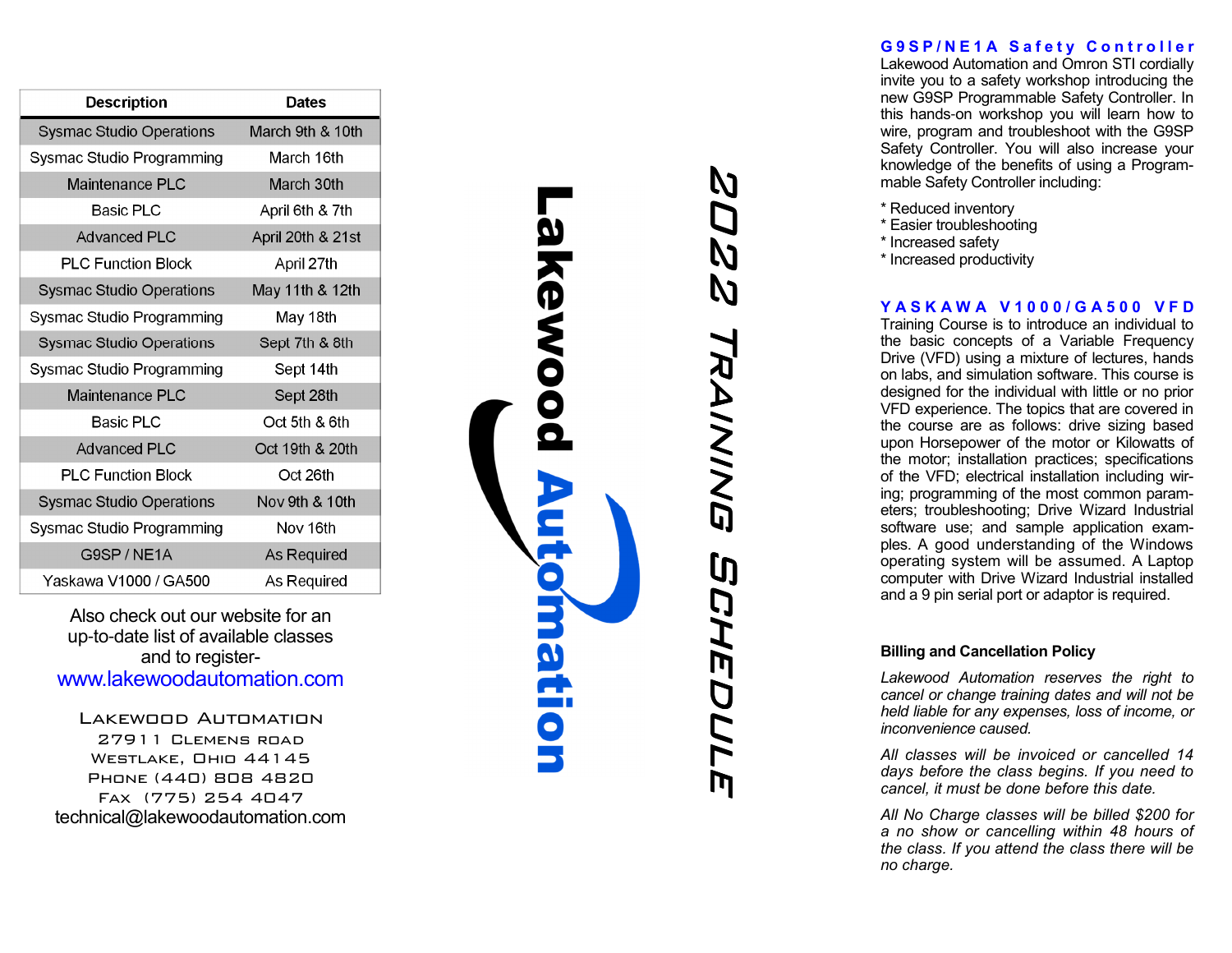| Description | Dates |
|---|---|
| Sysmac Studio Operations | March 9th & 10th |
| Sysmac Studio Programming | March 16th |
| Maintenance PLC | March 30th |
| Basic PLC | April 6th & 7th |
| Advanced PLC | April 20th & 21st |
| PLC Function Block | April 27th |
| Sysmac Studio Operations | May 11th & 12th |
| Sysmac Studio Programming | May 18th |
| Sysmac Studio Operations | Sept 7th & 8th |
| Sysmac Studio Programming | Sept 14th |
| Maintenance PLC | Sept 28th |
| Basic PLC | Oct 5th & 6th |
| Advanced PLC | Oct 19th & 20th |
| PLC Function Block | Oct 26th |
| Sysmac Studio Operations | Nov 9th & 10th |
| Sysmac Studio Programming | Nov 16th |
| G9SP / NE1A | As Required |
| Yaskawa V1000 / GA500 | As Required |

Also check out our website for an up-to-date list of available classes and to register-
www.lakewoodautomation.com

LAKEWOOD AUTOMATION
27911 CLEMENS ROAD
WESTLAKE, OHIO 44145
PHONE (440) 808 4820
FAX (775) 254 4047
technical@lakewoodautomation.com

# Lakewood Automation

# 2022 TRAINING SCHEDULE

## G9SP/NE1A Safety Controller

Lakewood Automation and Omron STI cordially invite you to a safety workshop introducing the new G9SP Programmable Safety Controller. In this hands-on workshop you will learn how to wire, program and troubleshoot with the G9SP Safety Controller. You will also increase your knowledge of the benefits of using a Programmable Safety Controller including:

* Reduced inventory
* Easier troubleshooting
* Increased safety
* Increased productivity

## YASKAWA V1000/GA500 VFD

Training Course is to introduce an individual to the basic concepts of a Variable Frequency Drive (VFD) using a mixture of lectures, hands on labs, and simulation software. This course is designed for the individual with little or no prior VFD experience. The topics that are covered in the course are as follows: drive sizing based upon Horsepower of the motor or Kilowatts of the motor; installation practices; specifications of the VFD; electrical installation including wiring; programming of the most common parameters; troubleshooting; Drive Wizard Industrial software use; and sample application examples. A good understanding of the Windows operating system will be assumed. A Laptop computer with Drive Wizard Industrial installed and a 9 pin serial port or adaptor is required.

### Billing and Cancellation Policy

*Lakewood Automation reserves the right to cancel or change training dates and will not be held liable for any expenses, loss of income, or inconvenience caused.*

*All classes will be invoiced or cancelled 14 days before the class begins. If you need to cancel, it must be done before this date.*

*All No Charge classes will be billed $200 for a no show or cancelling within 48 hours of the class. If you attend the class there will be no charge.*